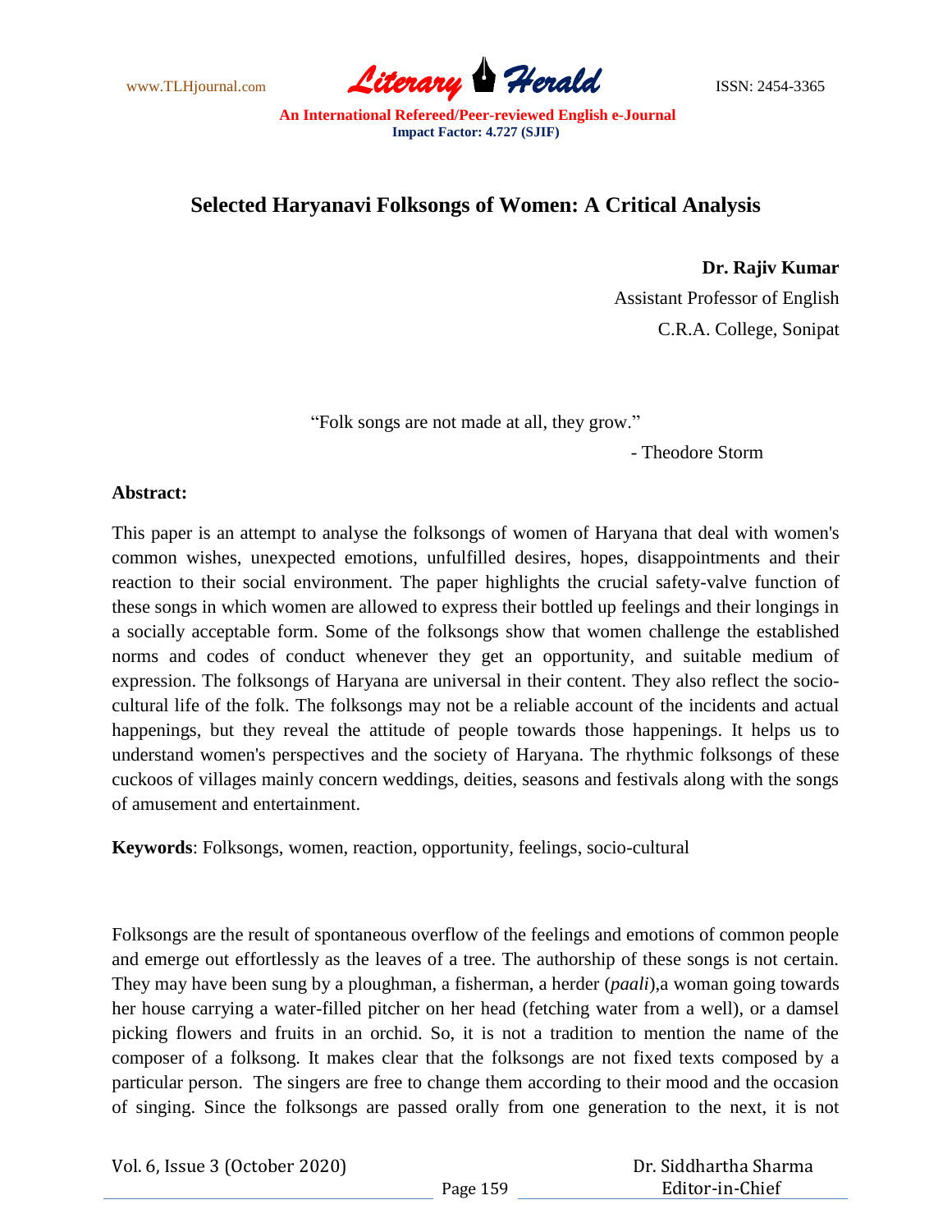# Selected Haryanavi Folksongs of Women: A Critical Analysis

**Dr. Rajiv Kumar**
Assistant Professor of English
C.R.A. College, Sonipat

"Folk songs are not made at all, they grow."

- Theodore Storm

**Abstract:**

This paper is an attempt to analyse the folksongs of women of Haryana that deal with women's common wishes, unexpected emotions, unfulfilled desires, hopes, disappointments and their reaction to their social environment. The paper highlights the crucial safety-valve function of these songs in which women are allowed to express their bottled up feelings and their longings in a socially acceptable form. Some of the folksongs show that women challenge the established norms and codes of conduct whenever they get an opportunity, and suitable medium of expression. The folksongs of Haryana are universal in their content. They also reflect the socio-cultural life of the folk. The folksongs may not be a reliable account of the incidents and actual happenings, but they reveal the attitude of people towards those happenings. It helps us to understand women's perspectives and the society of Haryana. The rhythmic folksongs of these cuckoos of villages mainly concern weddings, deities, seasons and festivals along with the songs of amusement and entertainment.

**Keywords**: Folksongs, women, reaction, opportunity, feelings, socio-cultural

Folksongs are the result of spontaneous overflow of the feelings and emotions of common people and emerge out effortlessly as the leaves of a tree. The authorship of these songs is not certain. They may have been sung by a ploughman, a fisherman, a herder (*paali*),a woman going towards her house carrying a water-filled pitcher on her head (fetching water from a well), or a damsel picking flowers and fruits in an orchid. So, it is not a tradition to mention the name of the composer of a folksong. It makes clear that the folksongs are not fixed texts composed by a particular person. The singers are free to change them according to their mood and the occasion of singing. Since the folksongs are passed orally from one generation to the next, it is not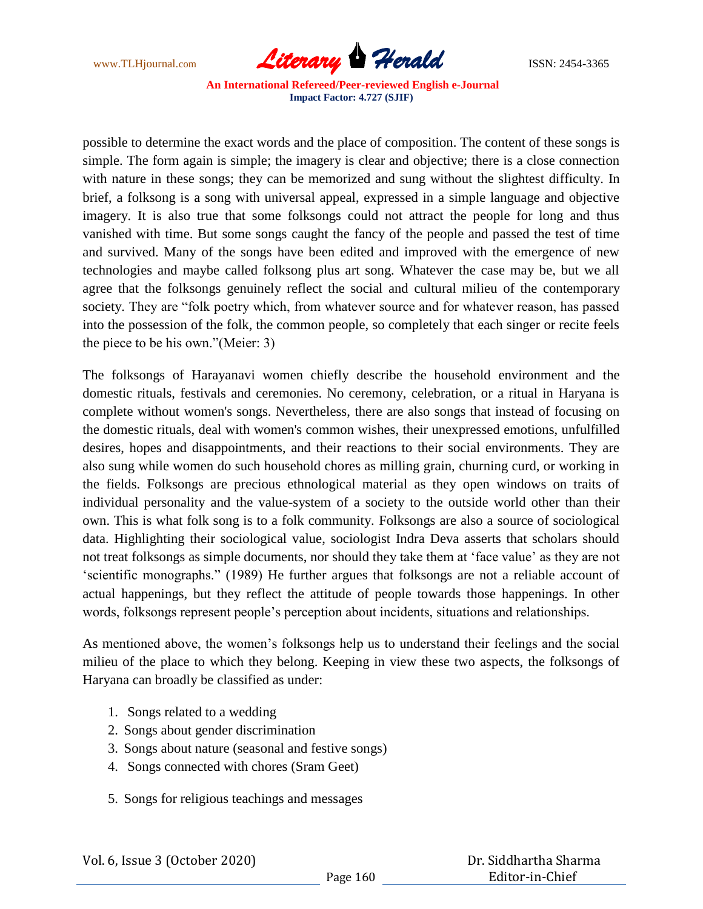possible to determine the exact words and the place of composition. The content of these songs is simple. The form again is simple; the imagery is clear and objective; there is a close connection with nature in these songs; they can be memorized and sung without the slightest difficulty. In brief, a folksong is a song with universal appeal, expressed in a simple language and objective imagery. It is also true that some folksongs could not attract the people for long and thus vanished with time. But some songs caught the fancy of the people and passed the test of time and survived. Many of the songs have been edited and improved with the emergence of new technologies and maybe called folksong plus art song. Whatever the case may be, but we all agree that the folksongs genuinely reflect the social and cultural milieu of the contemporary society. They are "folk poetry which, from whatever source and for whatever reason, has passed into the possession of the folk, the common people, so completely that each singer or recite feels the piece to be his own."(Meier: 3)

The folksongs of Harayanavi women chiefly describe the household environment and the domestic rituals, festivals and ceremonies. No ceremony, celebration, or a ritual in Haryana is complete without women's songs. Nevertheless, there are also songs that instead of focusing on the domestic rituals, deal with women's common wishes, their unexpressed emotions, unfulfilled desires, hopes and disappointments, and their reactions to their social environments. They are also sung while women do such household chores as milling grain, churning curd, or working in the fields. Folksongs are precious ethnological material as they open windows on traits of individual personality and the value-system of a society to the outside world other than their own. This is what folk song is to a folk community. Folksongs are also a source of sociological data. Highlighting their sociological value, sociologist Indra Deva asserts that scholars should not treat folksongs as simple documents, nor should they take them at 'face value' as they are not 'scientific monographs." (1989) He further argues that folksongs are not a reliable account of actual happenings, but they reflect the attitude of people towards those happenings. In other words, folksongs represent people's perception about incidents, situations and relationships.

As mentioned above, the women's folksongs help us to understand their feelings and the social milieu of the place to which they belong. Keeping in view these two aspects, the folksongs of Haryana can broadly be classified as under:

1. Songs related to a wedding
2. Songs about gender discrimination
3. Songs about nature (seasonal and festive songs)
4. Songs connected with chores (Sram Geet)
5. Songs for religious teachings and messages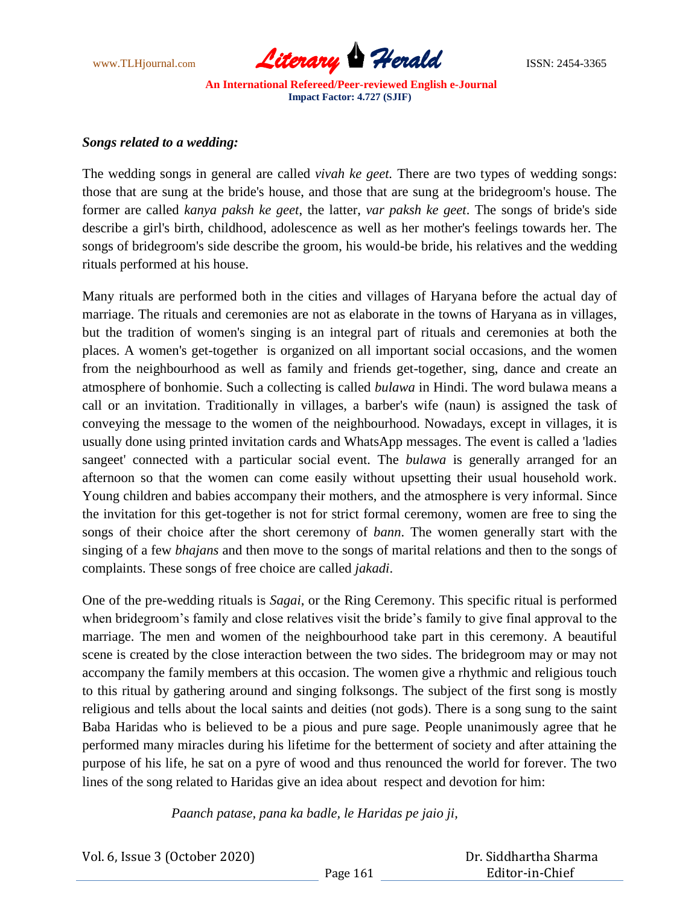***Songs related to a wedding:***

The wedding songs in general are called *vivah ke geet.* There are two types of wedding songs: those that are sung at the bride's house, and those that are sung at the bridegroom's house. The former are called *kanya paksh ke geet*, the latter, *var paksh ke geet*. The songs of bride's side describe a girl's birth, childhood, adolescence as well as her mother's feelings towards her. The songs of bridegroom's side describe the groom, his would-be bride, his relatives and the wedding rituals performed at his house.

Many rituals are performed both in the cities and villages of Haryana before the actual day of marriage. The rituals and ceremonies are not as elaborate in the towns of Haryana as in villages, but the tradition of women's singing is an integral part of rituals and ceremonies at both the places. A women's get-together is organized on all important social occasions, and the women from the neighbourhood as well as family and friends get-together, sing, dance and create an atmosphere of bonhomie. Such a collecting is called *bulawa* in Hindi. The word bulawa means a call or an invitation. Traditionally in villages, a barber's wife (naun) is assigned the task of conveying the message to the women of the neighbourhood. Nowadays, except in villages, it is usually done using printed invitation cards and WhatsApp messages. The event is called a 'ladies sangeet' connected with a particular social event. The *bulawa* is generally arranged for an afternoon so that the women can come easily without upsetting their usual household work. Young children and babies accompany their mothers, and the atmosphere is very informal. Since the invitation for this get-together is not for strict formal ceremony, women are free to sing the songs of their choice after the short ceremony of *bann*. The women generally start with the singing of a few *bhajans* and then move to the songs of marital relations and then to the songs of complaints. These songs of free choice are called *jakadi*.

One of the pre-wedding rituals is *Sagai*, or the Ring Ceremony. This specific ritual is performed when bridegroom's family and close relatives visit the bride's family to give final approval to the marriage. The men and women of the neighbourhood take part in this ceremony. A beautiful scene is created by the close interaction between the two sides. The bridegroom may or may not accompany the family members at this occasion. The women give a rhythmic and religious touch to this ritual by gathering around and singing folksongs. The subject of the first song is mostly religious and tells about the local saints and deities (not gods). There is a song sung to the saint Baba Haridas who is believed to be a pious and pure sage. People unanimously agree that he performed many miracles during his lifetime for the betterment of society and after attaining the purpose of his life, he sat on a pyre of wood and thus renounced the world for forever. The two lines of the song related to Haridas give an idea about respect and devotion for him:

*Paanch patase, pana ka badle, le Haridas pe jaio ji,*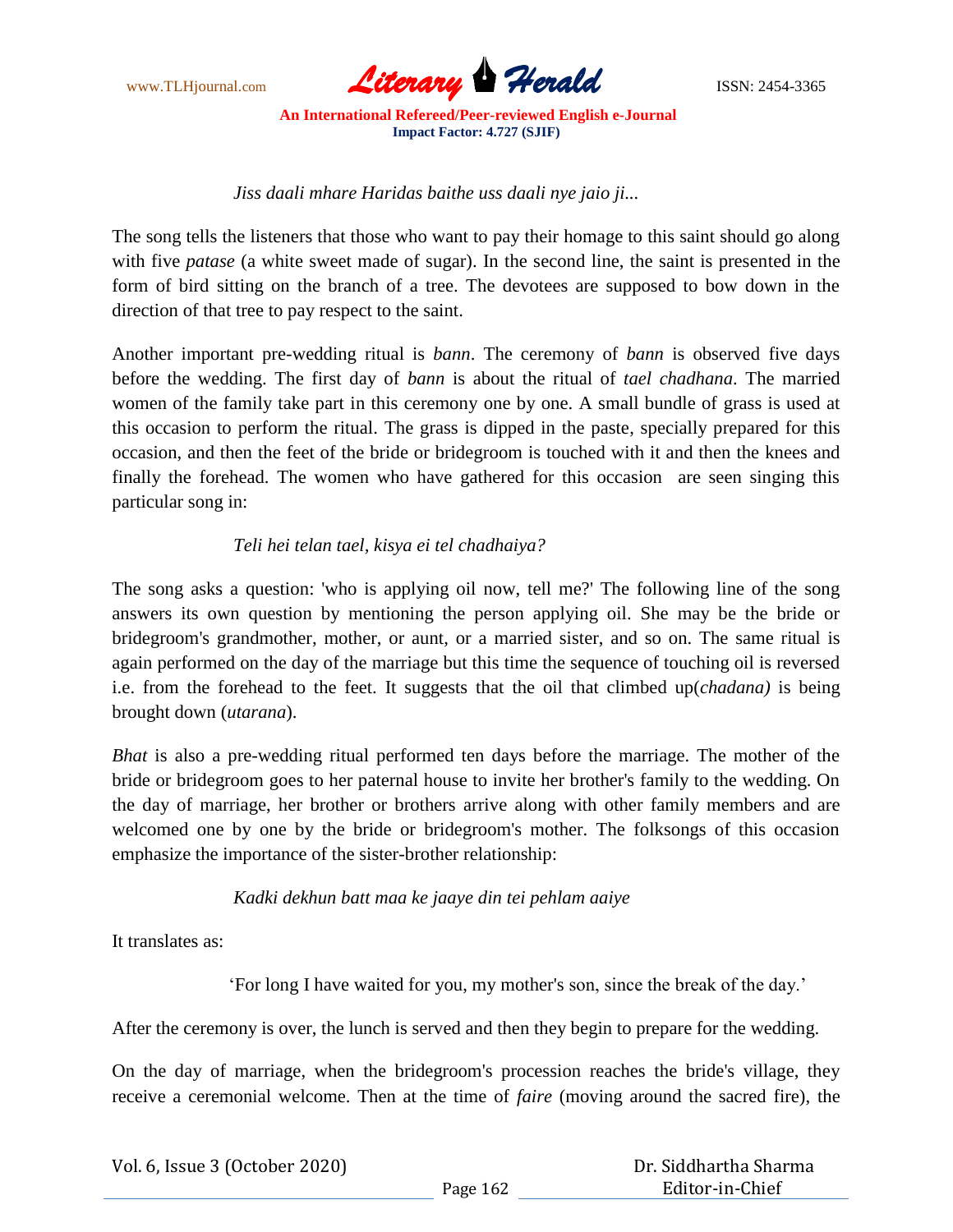*Jiss daali mhare Haridas baithe uss daali nye jaio ji...*

The song tells the listeners that those who want to pay their homage to this saint should go along with five *patase* (a white sweet made of sugar). In the second line, the saint is presented in the form of bird sitting on the branch of a tree. The devotees are supposed to bow down in the direction of that tree to pay respect to the saint.

Another important pre-wedding ritual is *bann*. The ceremony of *bann* is observed five days before the wedding. The first day of *bann* is about the ritual of *tael chadhana*. The married women of the family take part in this ceremony one by one. A small bundle of grass is used at this occasion to perform the ritual. The grass is dipped in the paste, specially prepared for this occasion, and then the feet of the bride or bridegroom is touched with it and then the knees and finally the forehead. The women who have gathered for this occasion are seen singing this particular song in:

*Teli hei telan tael, kisya ei tel chadhaiya?*

The song asks a question: 'who is applying oil now, tell me?' The following line of the song answers its own question by mentioning the person applying oil. She may be the bride or bridegroom's grandmother, mother, or aunt, or a married sister, and so on. The same ritual is again performed on the day of the marriage but this time the sequence of touching oil is reversed i.e. from the forehead to the feet. It suggests that the oil that climbed up(*chadana)* is being brought down (*utarana*).

*Bhat* is also a pre-wedding ritual performed ten days before the marriage. The mother of the bride or bridegroom goes to her paternal house to invite her brother's family to the wedding. On the day of marriage, her brother or brothers arrive along with other family members and are welcomed one by one by the bride or bridegroom's mother. The folksongs of this occasion emphasize the importance of the sister-brother relationship:

*Kadki dekhun batt maa ke jaaye din tei pehlam aaiye*

It translates as:

'For long I have waited for you, my mother's son, since the break of the day.'

After the ceremony is over, the lunch is served and then they begin to prepare for the wedding.

On the day of marriage, when the bridegroom's procession reaches the bride's village, they receive a ceremonial welcome. Then at the time of *faire* (moving around the sacred fire), the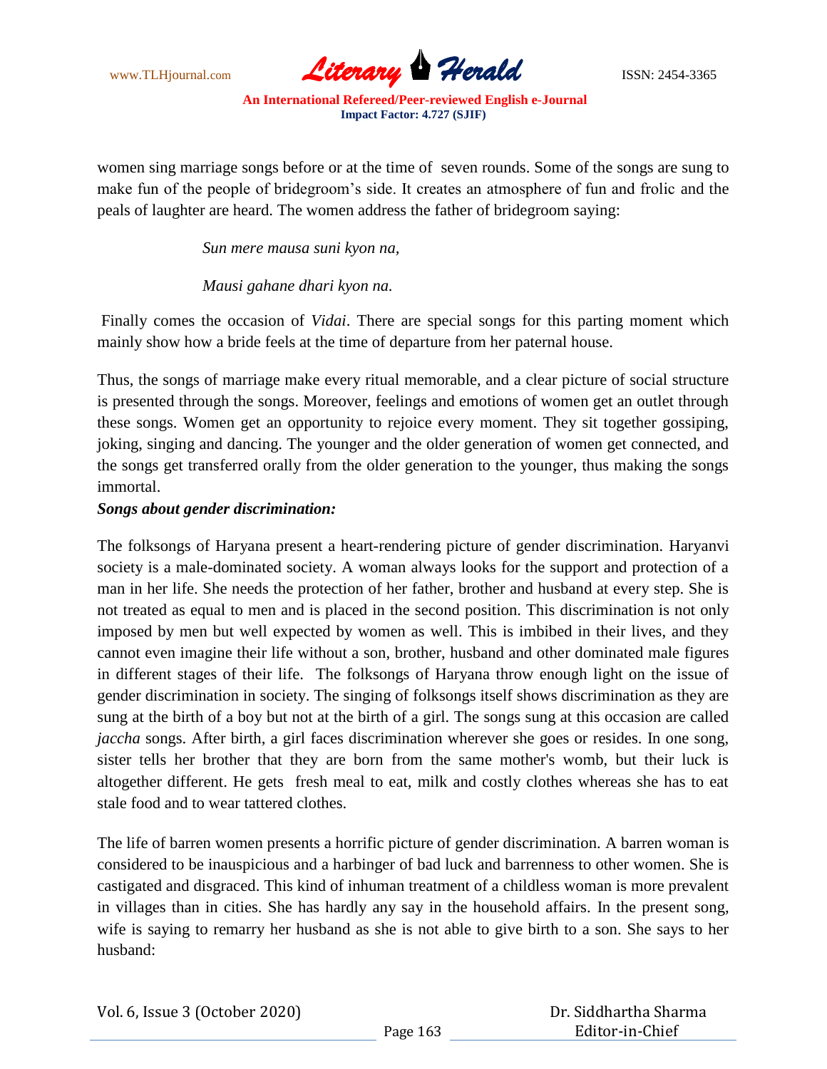women sing marriage songs before or at the time of seven rounds. Some of the songs are sung to make fun of the people of bridegroom's side. It creates an atmosphere of fun and frolic and the peals of laughter are heard. The women address the father of bridegroom saying:

> *Sun mere mausa suni kyon na,*
>
> *Mausi gahane dhari kyon na.*

Finally comes the occasion of *Vidai*. There are special songs for this parting moment which mainly show how a bride feels at the time of departure from her paternal house.

Thus, the songs of marriage make every ritual memorable, and a clear picture of social structure is presented through the songs. Moreover, feelings and emotions of women get an outlet through these songs. Women get an opportunity to rejoice every moment. They sit together gossiping, joking, singing and dancing. The younger and the older generation of women get connected, and the songs get transferred orally from the older generation to the younger, thus making the songs immortal.

***Songs about gender discrimination:***

The folksongs of Haryana present a heart-rendering picture of gender discrimination. Haryanvi society is a male-dominated society. A woman always looks for the support and protection of a man in her life. She needs the protection of her father, brother and husband at every step. She is not treated as equal to men and is placed in the second position. This discrimination is not only imposed by men but well expected by women as well. This is imbibed in their lives, and they cannot even imagine their life without a son, brother, husband and other dominated male figures in different stages of their life. The folksongs of Haryana throw enough light on the issue of gender discrimination in society. The singing of folksongs itself shows discrimination as they are sung at the birth of a boy but not at the birth of a girl. The songs sung at this occasion are called *jaccha* songs. After birth, a girl faces discrimination wherever she goes or resides. In one song, sister tells her brother that they are born from the same mother's womb, but their luck is altogether different. He gets fresh meal to eat, milk and costly clothes whereas she has to eat stale food and to wear tattered clothes.

The life of barren women presents a horrific picture of gender discrimination. A barren woman is considered to be inauspicious and a harbinger of bad luck and barrenness to other women. She is castigated and disgraced. This kind of inhuman treatment of a childless woman is more prevalent in villages than in cities. She has hardly any say in the household affairs. In the present song, wife is saying to remarry her husband as she is not able to give birth to a son. She says to her husband: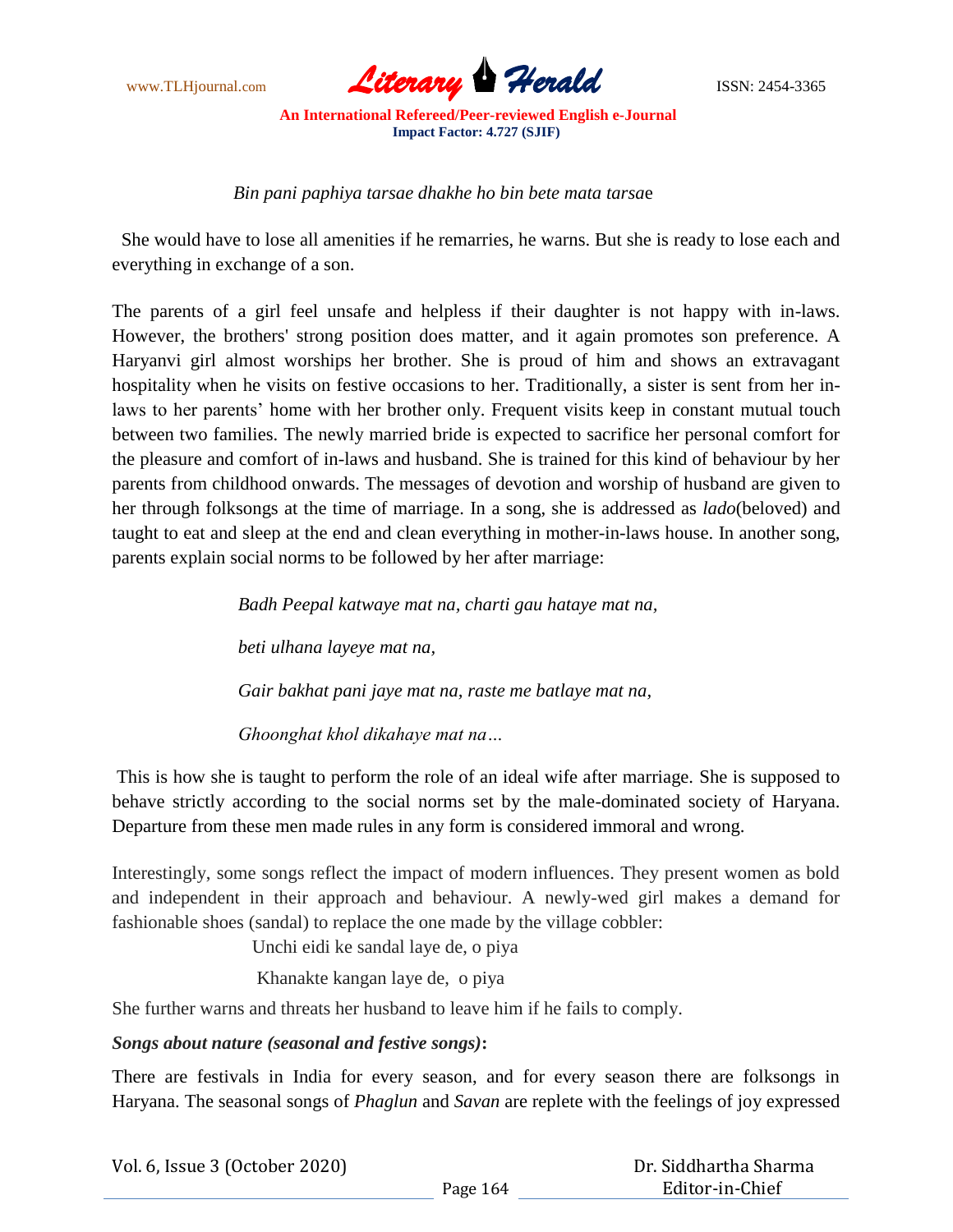*Bin pani paphiya tarsae dhakhe ho bin bete mata tarsa*e

She would have to lose all amenities if he remarries, he warns. But she is ready to lose each and everything in exchange of a son.

The parents of a girl feel unsafe and helpless if their daughter is not happy with in-laws. However, the brothers' strong position does matter, and it again promotes son preference. A Haryanvi girl almost worships her brother. She is proud of him and shows an extravagant hospitality when he visits on festive occasions to her. Traditionally, a sister is sent from her in-laws to her parents' home with her brother only. Frequent visits keep in constant mutual touch between two families. The newly married bride is expected to sacrifice her personal comfort for the pleasure and comfort of in-laws and husband. She is trained for this kind of behaviour by her parents from childhood onwards. The messages of devotion and worship of husband are given to her through folksongs at the time of marriage. In a song, she is addressed as *lado*(beloved) and taught to eat and sleep at the end and clean everything in mother-in-laws house. In another song, parents explain social norms to be followed by her after marriage:

> *Badh Peepal katwaye mat na, charti gau hataye mat na,*
>
> *beti ulhana layeye mat na,*
>
> *Gair bakhat pani jaye mat na, raste me batlaye mat na,*
>
> *Ghoonghat khol dikahaye mat na…*

This is how she is taught to perform the role of an ideal wife after marriage. She is supposed to behave strictly according to the social norms set by the male-dominated society of Haryana. Departure from these men made rules in any form is considered immoral and wrong.

Interestingly, some songs reflect the impact of modern influences. They present women as bold and independent in their approach and behaviour. A newly-wed girl makes a demand for fashionable shoes (sandal) to replace the one made by the village cobbler:

> Unchi eidi ke sandal laye de, o piya
>
> Khanakte kangan laye de, o piya

She further warns and threats her husband to leave him if he fails to comply.

***Songs about nature (seasonal and festive songs)*:**

There are festivals in India for every season, and for every season there are folksongs in Haryana. The seasonal songs of *Phaglun* and *Savan* are replete with the feelings of joy expressed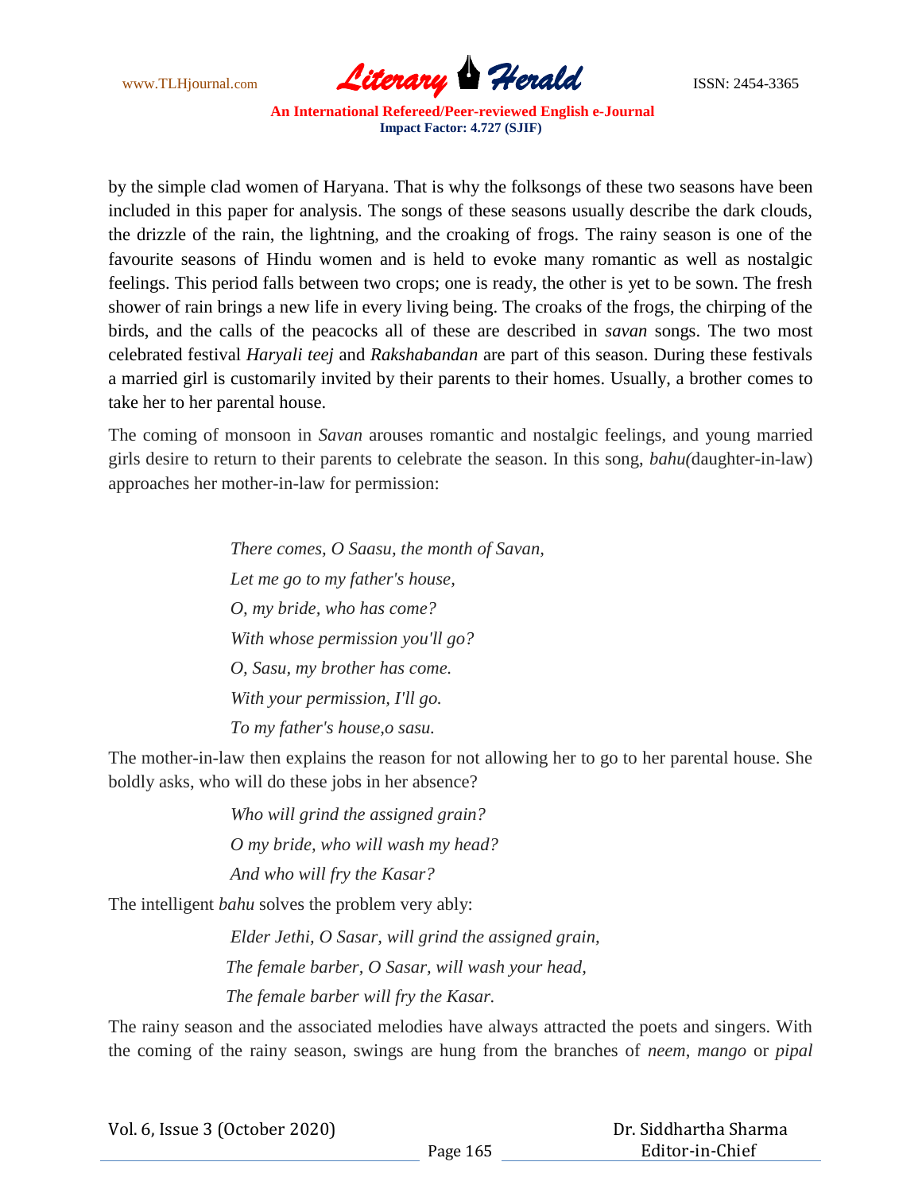by the simple clad women of Haryana. That is why the folksongs of these two seasons have been included in this paper for analysis. The songs of these seasons usually describe the dark clouds, the drizzle of the rain, the lightning, and the croaking of frogs. The rainy season is one of the favourite seasons of Hindu women and is held to evoke many romantic as well as nostalgic feelings. This period falls between two crops; one is ready, the other is yet to be sown. The fresh shower of rain brings a new life in every living being. The croaks of the frogs, the chirping of the birds, and the calls of the peacocks all of these are described in *savan* songs. The two most celebrated festival *Haryali teej* and *Rakshabandan* are part of this season. During these festivals a married girl is customarily invited by their parents to their homes. Usually, a brother comes to take her to her parental house.

The coming of monsoon in *Savan* arouses romantic and nostalgic feelings, and young married girls desire to return to their parents to celebrate the season. In this song, *bahu(*daughter-in-law) approaches her mother-in-law for permission:

> *There comes, O Saasu, the month of Savan,*
> *Let me go to my father's house,*
> *O, my bride, who has come?*
> *With whose permission you'll go?*
> *O, Sasu, my brother has come.*
> *With your permission, I'll go.*
> *To my father's house,o sasu.*

The mother-in-law then explains the reason for not allowing her to go to her parental house. She boldly asks, who will do these jobs in her absence?

> *Who will grind the assigned grain?*
> *O my bride, who will wash my head?*
> *And who will fry the Kasar?*

The intelligent *bahu* solves the problem very ably:

> *Elder Jethi, O Sasar, will grind the assigned grain,*
> *The female barber, O Sasar, will wash your head,*
> *The female barber will fry the Kasar.*

The rainy season and the associated melodies have always attracted the poets and singers. With the coming of the rainy season, swings are hung from the branches of *neem*, *mango* or *pipal*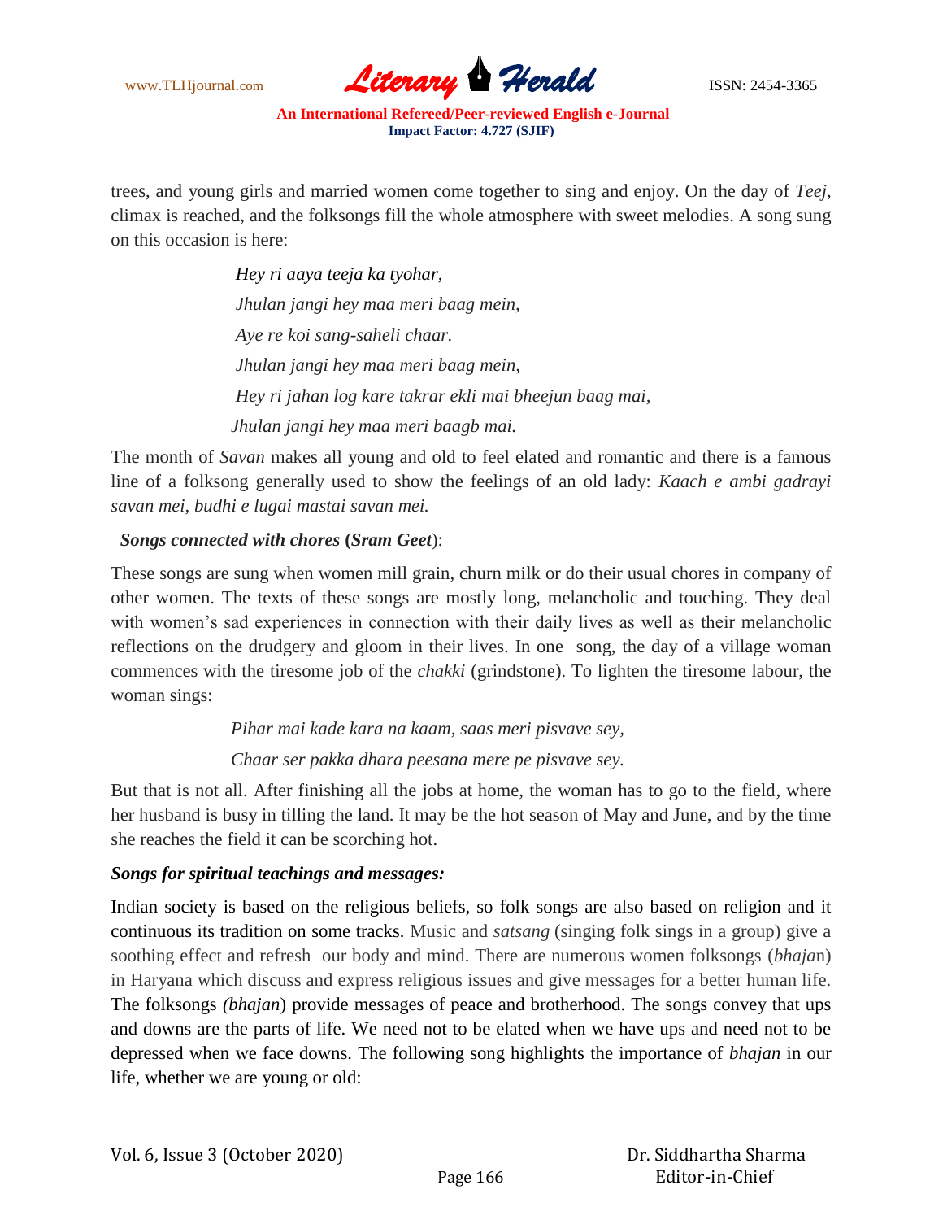trees, and young girls and married women come together to sing and enjoy. On the day of *Teej*, climax is reached, and the folksongs fill the whole atmosphere with sweet melodies. A song sung on this occasion is here:

> *Hey ri aaya teeja ka tyohar,*
> *Jhulan jangi hey maa meri baag mein,*
> *Aye re koi sang-saheli chaar.*
> *Jhulan jangi hey maa meri baag mein,*
> *Hey ri jahan log kare takrar ekli mai bheejun baag mai,*
> *Jhulan jangi hey maa meri baagb mai.*

The month of *Savan* makes all young and old to feel elated and romantic and there is a famous line of a folksong generally used to show the feelings of an old lady: *Kaach e ambi gadrayi savan mei, budhi e lugai mastai savan mei.*

***Songs connected with chores* (*Sram Geet*):**

These songs are sung when women mill grain, churn milk or do their usual chores in company of other women. The texts of these songs are mostly long, melancholic and touching. They deal with women's sad experiences in connection with their daily lives as well as their melancholic reflections on the drudgery and gloom in their lives. In one song, the day of a village woman commences with the tiresome job of the *chakki* (grindstone). To lighten the tiresome labour, the woman sings:

> *Pihar mai kade kara na kaam, saas meri pisvave sey,*
> *Chaar ser pakka dhara peesana mere pe pisvave sey.*

But that is not all. After finishing all the jobs at home, the woman has to go to the field, where her husband is busy in tilling the land. It may be the hot season of May and June, and by the time she reaches the field it can be scorching hot.

***Songs for spiritual teachings and messages:***

Indian society is based on the religious beliefs, so folk songs are also based on religion and it continuous its tradition on some tracks. Music and *satsang* (singing folk sings in a group) give a soothing effect and refresh our body and mind. There are numerous women folksongs (*bhajan*) in Haryana which discuss and express religious issues and give messages for a better human life. The folksongs *(bhajan*) provide messages of peace and brotherhood. The songs convey that ups and downs are the parts of life. We need not to be elated when we have ups and need not to be depressed when we face downs. The following song highlights the importance of *bhajan* in our life, whether we are young or old: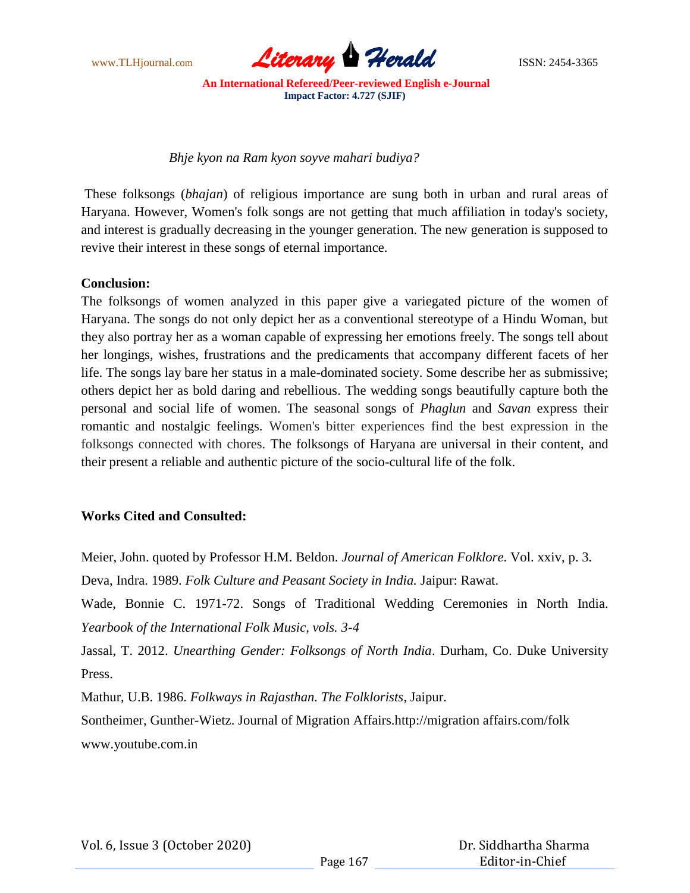*Bhje kyon na Ram kyon soyve mahari budiya?*

These folksongs (*bhajan*) of religious importance are sung both in urban and rural areas of Haryana. However, Women's folk songs are not getting that much affiliation in today's society, and interest is gradually decreasing in the younger generation. The new generation is supposed to revive their interest in these songs of eternal importance.

**Conclusion:**

The folksongs of women analyzed in this paper give a variegated picture of the women of Haryana. The songs do not only depict her as a conventional stereotype of a Hindu Woman, but they also portray her as a woman capable of expressing her emotions freely. The songs tell about her longings, wishes, frustrations and the predicaments that accompany different facets of her life. The songs lay bare her status in a male-dominated society. Some describe her as submissive; others depict her as bold daring and rebellious. The wedding songs beautifully capture both the personal and social life of women. The seasonal songs of *Phaglun* and *Savan* express their romantic and nostalgic feelings. Women's bitter experiences find the best expression in the folksongs connected with chores. The folksongs of Haryana are universal in their content, and their present a reliable and authentic picture of the socio-cultural life of the folk.

**Works Cited and Consulted:**

Meier, John. quoted by Professor H.M. Beldon. *Journal of American Folklore*. Vol. xxiv, p. 3.

Deva, Indra. 1989. *Folk Culture and Peasant Society in India.* Jaipur: Rawat.

Wade, Bonnie C. 1971-72. Songs of Traditional Wedding Ceremonies in North India. *Yearbook of the International Folk Music, vols. 3-4*

Jassal, T. 2012. *Unearthing Gender: Folksongs of North India*. Durham, Co. Duke University Press.

Mathur, U.B. 1986. *Folkways in Rajasthan. The Folklorists*, Jaipur.

Sontheimer, Gunther-Wietz. Journal of Migration Affairs.http://migration affairs.com/folk

www.youtube.com.in